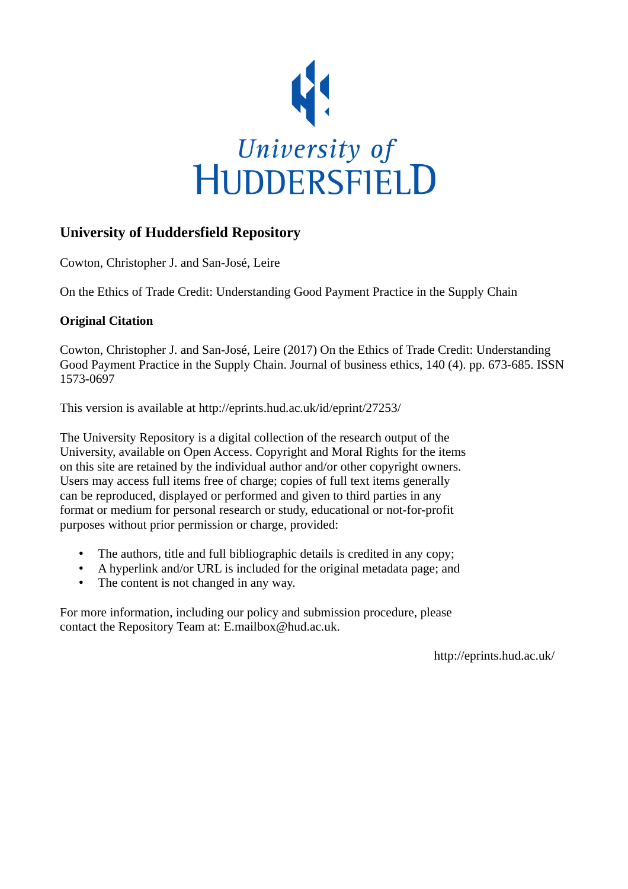University of HUDDERSFIELD

## University of Huddersfield Repository

Cowton, Christopher J. and San-José, Leire

On the Ethics of Trade Credit: Understanding Good Payment Practice in the Supply Chain

### Original Citation

Cowton, Christopher J. and San-José, Leire (2017) On the Ethics of Trade Credit: Understanding Good Payment Practice in the Supply Chain. Journal of business ethics, 140 (4). pp. 673-685. ISSN 1573-0697

This version is available at http://eprints.hud.ac.uk/id/eprint/27253/

The University Repository is a digital collection of the research output of the University, available on Open Access. Copyright and Moral Rights for the items on this site are retained by the individual author and/or other copyright owners. Users may access full items free of charge; copies of full text items generally can be reproduced, displayed or performed and given to third parties in any format or medium for personal research or study, educational or not-for-profit purposes without prior permission or charge, provided:

- The authors, title and full bibliographic details is credited in any copy;
- A hyperlink and/or URL is included for the original metadata page; and
- The content is not changed in any way.

For more information, including our policy and submission procedure, please contact the Repository Team at: E.mailbox@hud.ac.uk.

http://eprints.hud.ac.uk/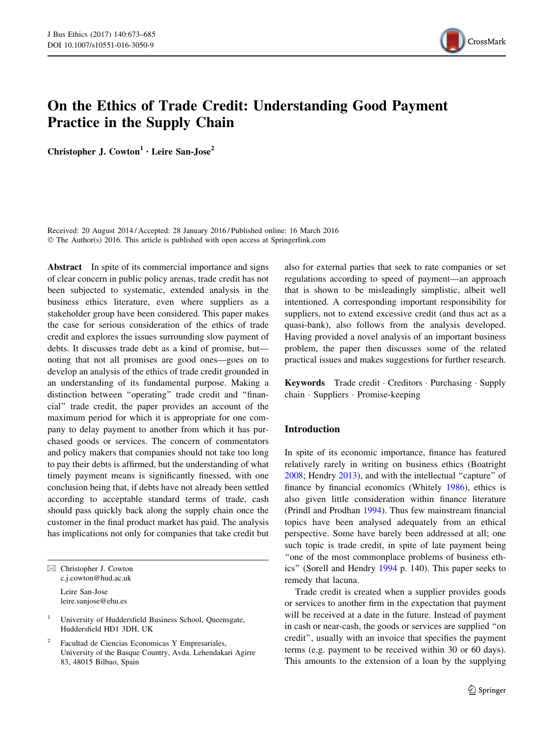# On the Ethics of Trade Credit: Understanding Good Payment Practice in the Supply Chain

**Christopher J. Cowton**[1] · **Leire San-Jose**[2]

Received: 20 August 2014 / Accepted: 28 January 2016 / Published online: 16 March 2016
© The Author(s) 2016. This article is published with open access at Springerlink.com

**Abstract** In spite of its commercial importance and signs of clear concern in public policy arenas, trade credit has not been subjected to systematic, extended analysis in the business ethics literature, even where suppliers as a stakeholder group have been considered. This paper makes the case for serious consideration of the ethics of trade credit and explores the issues surrounding slow payment of debts. It discusses trade debt as a kind of promise, but—noting that not all promises are good ones—goes on to develop an analysis of the ethics of trade credit grounded in an understanding of its fundamental purpose. Making a distinction between "operating" trade credit and "financial" trade credit, the paper provides an account of the maximum period for which it is appropriate for one company to delay payment to another from which it has purchased goods or services. The concern of commentators and policy makers that companies should not take too long to pay their debts is affirmed, but the understanding of what timely payment means is significantly finessed, with one conclusion being that, if debts have not already been settled according to acceptable standard terms of trade, cash should pass quickly back along the supply chain once the customer in the final product market has paid. The analysis has implications not only for companies that take credit but also for external parties that seek to rate companies or set regulations according to speed of payment—an approach that is shown to be misleadingly simplistic, albeit well intentioned. A corresponding important responsibility for suppliers, not to extend excessive credit (and thus act as a quasi-bank), also follows from the analysis developed. Having provided a novel analysis of an important business problem, the paper then discusses some of the related practical issues and makes suggestions for further research.

**Keywords** Trade credit · Creditors · Purchasing · Supply chain · Suppliers · Promise-keeping

✉ Christopher J. Cowton
c.j.cowton@hud.ac.uk

Leire San-Jose
leire.sanjose@ehu.es

[1] University of Huddersfield Business School, Queensgate, Huddersfield HD1 3DH, UK

[2] Facultad de Ciencias Economicas Y Empresariales, University of the Basque Country, Avda. Lehendakari Agirre 83, 48015 Bilbao, Spain

## Introduction

In spite of its economic importance, finance has featured relatively rarely in writing on business ethics (Boatright 2008; Hendry 2013), and with the intellectual "capture" of finance by financial economics (Whitely 1986), ethics is also given little consideration within finance literature (Prindl and Prodhan 1994). Thus few mainstream financial topics have been analysed adequately from an ethical perspective. Some have barely been addressed at all; one such topic is trade credit, in spite of late payment being "one of the most commonplace problems of business ethics" (Sorell and Hendry 1994 p. 140). This paper seeks to remedy that lacuna.

Trade credit is created when a supplier provides goods or services to another firm in the expectation that payment will be received at a date in the future. Instead of payment in cash or near-cash, the goods or services are supplied "on credit", usually with an invoice that specifies the payment terms (e.g. payment to be received within 30 or 60 days). This amounts to the extension of a loan by the supplying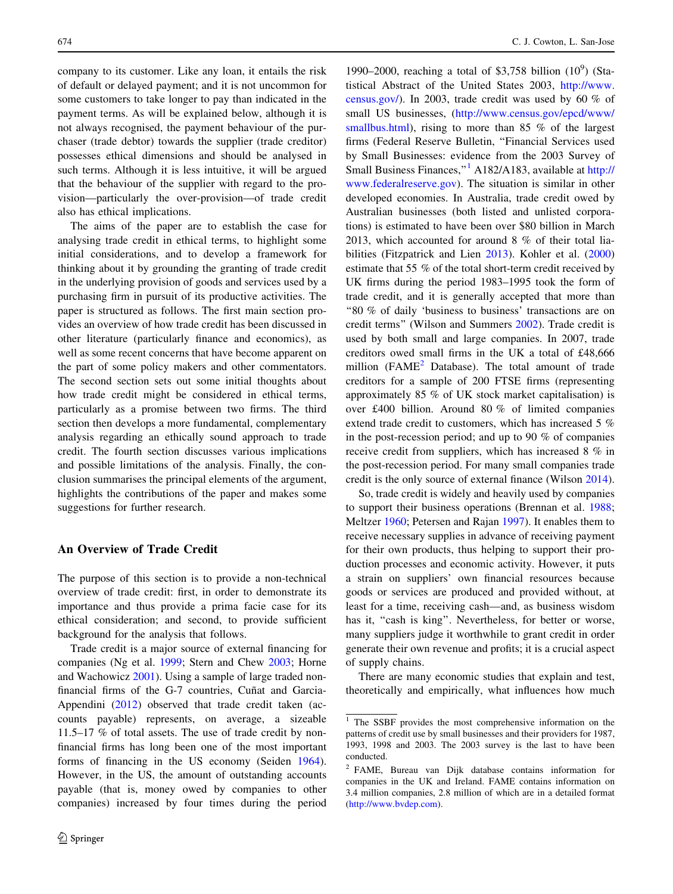company to its customer. Like any loan, it entails the risk of default or delayed payment; and it is not uncommon for some customers to take longer to pay than indicated in the payment terms. As will be explained below, although it is not always recognised, the payment behaviour of the purchaser (trade debtor) towards the supplier (trade creditor) possesses ethical dimensions and should be analysed in such terms. Although it is less intuitive, it will be argued that the behaviour of the supplier with regard to the provision—particularly the over-provision—of trade credit also has ethical implications.

The aims of the paper are to establish the case for analysing trade credit in ethical terms, to highlight some initial considerations, and to develop a framework for thinking about it by grounding the granting of trade credit in the underlying provision of goods and services used by a purchasing firm in pursuit of its productive activities. The paper is structured as follows. The first main section provides an overview of how trade credit has been discussed in other literature (particularly finance and economics), as well as some recent concerns that have become apparent on the part of some policy makers and other commentators. The second section sets out some initial thoughts about how trade credit might be considered in ethical terms, particularly as a promise between two firms. The third section then develops a more fundamental, complementary analysis regarding an ethically sound approach to trade credit. The fourth section discusses various implications and possible limitations of the analysis. Finally, the conclusion summarises the principal elements of the argument, highlights the contributions of the paper and makes some suggestions for further research.

## An Overview of Trade Credit

The purpose of this section is to provide a non-technical overview of trade credit: first, in order to demonstrate its importance and thus provide a prima facie case for its ethical consideration; and second, to provide sufficient background for the analysis that follows.

Trade credit is a major source of external financing for companies (Ng et al. 1999; Stern and Chew 2003; Horne and Wachowicz 2001). Using a sample of large traded non-financial firms of the G-7 countries, Cuñat and Garcia-Appendini (2012) observed that trade credit taken (accounts payable) represents, on average, a sizeable 11.5–17 % of total assets. The use of trade credit by non-financial firms has long been one of the most important forms of financing in the US economy (Seiden 1964). However, in the US, the amount of outstanding accounts payable (that is, money owed by companies to other companies) increased by four times during the period 1990–2000, reaching a total of \$3,758 billion ($10^9$) (Statistical Abstract of the United States 2003, http://www.census.gov/). In 2003, trade credit was used by 60 % of small US businesses, (http://www.census.gov/epcd/www/smallbus.html), rising to more than 85 % of the largest firms (Federal Reserve Bulletin, "Financial Services used by Small Businesses: evidence from the 2003 Survey of Small Business Finances,"[1] A182/A183, available at http://www.federalreserve.gov). The situation is similar in other developed economies. In Australia, trade credit owed by Australian businesses (both listed and unlisted corporations) is estimated to have been over \$80 billion in March 2013, which accounted for around 8 % of their total liabilities (Fitzpatrick and Lien 2013). Kohler et al. (2000) estimate that 55 % of the total short-term credit received by UK firms during the period 1983–1995 took the form of trade credit, and it is generally accepted that more than "80 % of daily 'business to business' transactions are on credit terms" (Wilson and Summers 2002). Trade credit is used by both small and large companies. In 2007, trade creditors owed small firms in the UK a total of £48,666 million (FAME[2] Database). The total amount of trade creditors for a sample of 200 FTSE firms (representing approximately 85 % of UK stock market capitalisation) is over £400 billion. Around 80 % of limited companies extend trade credit to customers, which has increased 5 % in the post-recession period; and up to 90 % of companies receive credit from suppliers, which has increased 8 % in the post-recession period. For many small companies trade credit is the only source of external finance (Wilson 2014).

So, trade credit is widely and heavily used by companies to support their business operations (Brennan et al. 1988; Meltzer 1960; Petersen and Rajan 1997). It enables them to receive necessary supplies in advance of receiving payment for their own products, thus helping to support their production processes and economic activity. However, it puts a strain on suppliers' own financial resources because goods or services are produced and provided without, at least for a time, receiving cash—and, as business wisdom has it, "cash is king". Nevertheless, for better or worse, many suppliers judge it worthwhile to grant credit in order generate their own revenue and profits; it is a crucial aspect of supply chains.

There are many economic studies that explain and test, theoretically and empirically, what influences how much

[1] The SSBF provides the most comprehensive information on the patterns of credit use by small businesses and their providers for 1987, 1993, 1998 and 2003. The 2003 survey is the last to have been conducted.

[2] FAME, Bureau van Dijk database contains information for companies in the UK and Ireland. FAME contains information on 3.4 million companies, 2.8 million of which are in a detailed format (http://www.bvdep.com).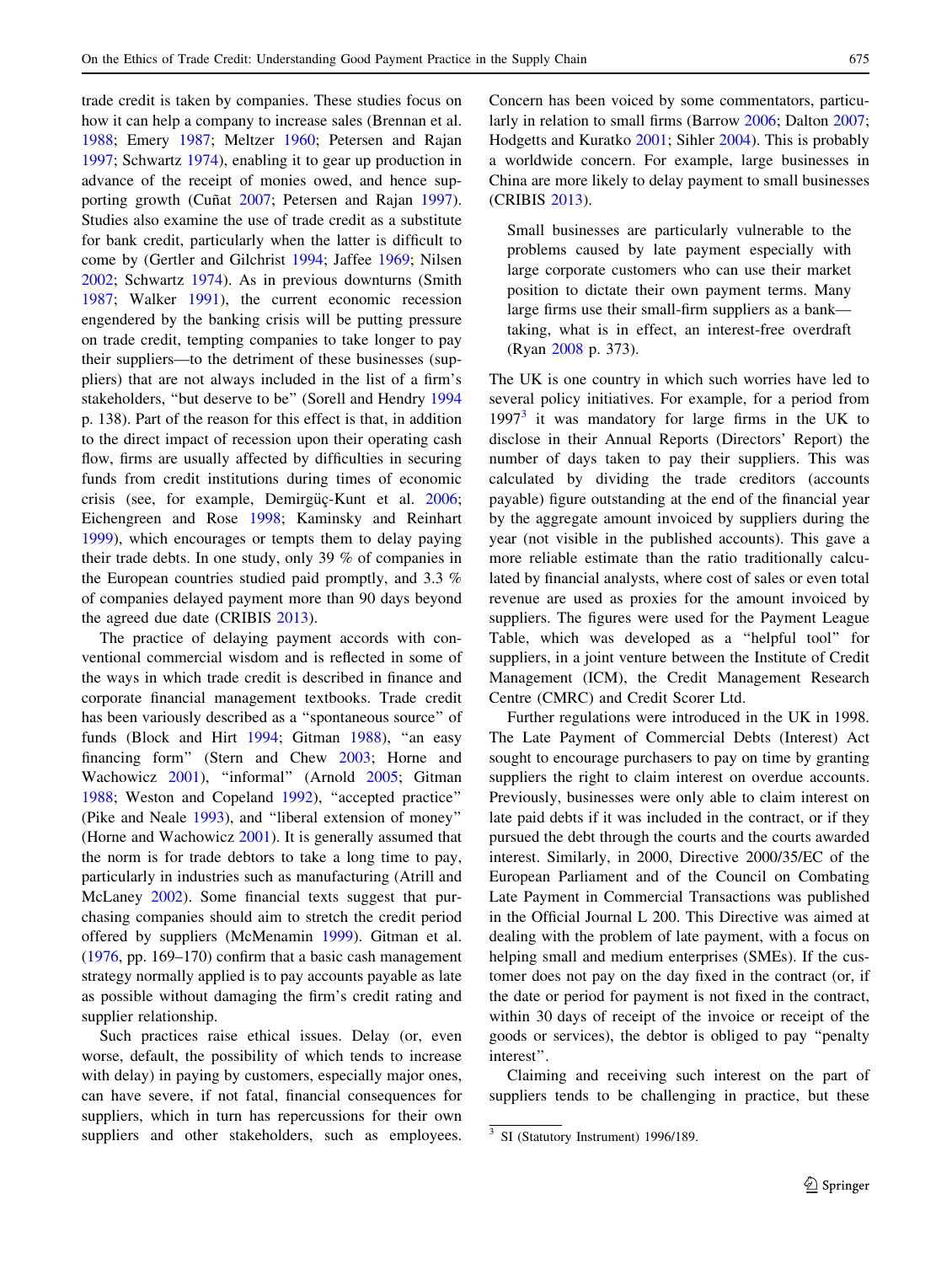trade credit is taken by companies. These studies focus on how it can help a company to increase sales (Brennan et al. 1988; Emery 1987; Meltzer 1960; Petersen and Rajan 1997; Schwartz 1974), enabling it to gear up production in advance of the receipt of monies owed, and hence supporting growth (Cuñat 2007; Petersen and Rajan 1997). Studies also examine the use of trade credit as a substitute for bank credit, particularly when the latter is difficult to come by (Gertler and Gilchrist 1994; Jaffee 1969; Nilsen 2002; Schwartz 1974). As in previous downturns (Smith 1987; Walker 1991), the current economic recession engendered by the banking crisis will be putting pressure on trade credit, tempting companies to take longer to pay their suppliers—to the detriment of these businesses (suppliers) that are not always included in the list of a firm's stakeholders, "but deserve to be" (Sorell and Hendry 1994 p. 138). Part of the reason for this effect is that, in addition to the direct impact of recession upon their operating cash flow, firms are usually affected by difficulties in securing funds from credit institutions during times of economic crisis (see, for example, Demirgüç-Kunt et al. 2006; Eichengreen and Rose 1998; Kaminsky and Reinhart 1999), which encourages or tempts them to delay paying their trade debts. In one study, only 39 % of companies in the European countries studied paid promptly, and 3.3 % of companies delayed payment more than 90 days beyond the agreed due date (CRIBIS 2013).

The practice of delaying payment accords with conventional commercial wisdom and is reflected in some of the ways in which trade credit is described in finance and corporate financial management textbooks. Trade credit has been variously described as a "spontaneous source" of funds (Block and Hirt 1994; Gitman 1988), "an easy financing form" (Stern and Chew 2003; Horne and Wachowicz 2001), "informal" (Arnold 2005; Gitman 1988; Weston and Copeland 1992), "accepted practice" (Pike and Neale 1993), and "liberal extension of money" (Horne and Wachowicz 2001). It is generally assumed that the norm is for trade debtors to take a long time to pay, particularly in industries such as manufacturing (Atrill and McLaney 2002). Some financial texts suggest that purchasing companies should aim to stretch the credit period offered by suppliers (McMenamin 1999). Gitman et al. (1976, pp. 169–170) confirm that a basic cash management strategy normally applied is to pay accounts payable as late as possible without damaging the firm's credit rating and supplier relationship.

Such practices raise ethical issues. Delay (or, even worse, default, the possibility of which tends to increase with delay) in paying by customers, especially major ones, can have severe, if not fatal, financial consequences for suppliers, which in turn has repercussions for their own suppliers and other stakeholders, such as employees. Concern has been voiced by some commentators, particularly in relation to small firms (Barrow 2006; Dalton 2007; Hodgetts and Kuratko 2001; Sihler 2004). This is probably a worldwide concern. For example, large businesses in China are more likely to delay payment to small businesses (CRIBIS 2013).

> Small businesses are particularly vulnerable to the problems caused by late payment especially with large corporate customers who can use their market position to dictate their own payment terms. Many large firms use their small-firm suppliers as a bank—taking, what is in effect, an interest-free overdraft (Ryan 2008 p. 373).

The UK is one country in which such worries have led to several policy initiatives. For example, for a period from 1997[3] it was mandatory for large firms in the UK to disclose in their Annual Reports (Directors' Report) the number of days taken to pay their suppliers. This was calculated by dividing the trade creditors (accounts payable) figure outstanding at the end of the financial year by the aggregate amount invoiced by suppliers during the year (not visible in the published accounts). This gave a more reliable estimate than the ratio traditionally calculated by financial analysts, where cost of sales or even total revenue are used as proxies for the amount invoiced by suppliers. The figures were used for the Payment League Table, which was developed as a "helpful tool" for suppliers, in a joint venture between the Institute of Credit Management (ICM), the Credit Management Research Centre (CMRC) and Credit Scorer Ltd.

Further regulations were introduced in the UK in 1998. The Late Payment of Commercial Debts (Interest) Act sought to encourage purchasers to pay on time by granting suppliers the right to claim interest on overdue accounts. Previously, businesses were only able to claim interest on late paid debts if it was included in the contract, or if they pursued the debt through the courts and the courts awarded interest. Similarly, in 2000, Directive 2000/35/EC of the European Parliament and of the Council on Combating Late Payment in Commercial Transactions was published in the Official Journal L 200. This Directive was aimed at dealing with the problem of late payment, with a focus on helping small and medium enterprises (SMEs). If the customer does not pay on the day fixed in the contract (or, if the date or period for payment is not fixed in the contract, within 30 days of receipt of the invoice or receipt of the goods or services), the debtor is obliged to pay "penalty interest".

Claiming and receiving such interest on the part of suppliers tends to be challenging in practice, but these

[3] SI (Statutory Instrument) 1996/189.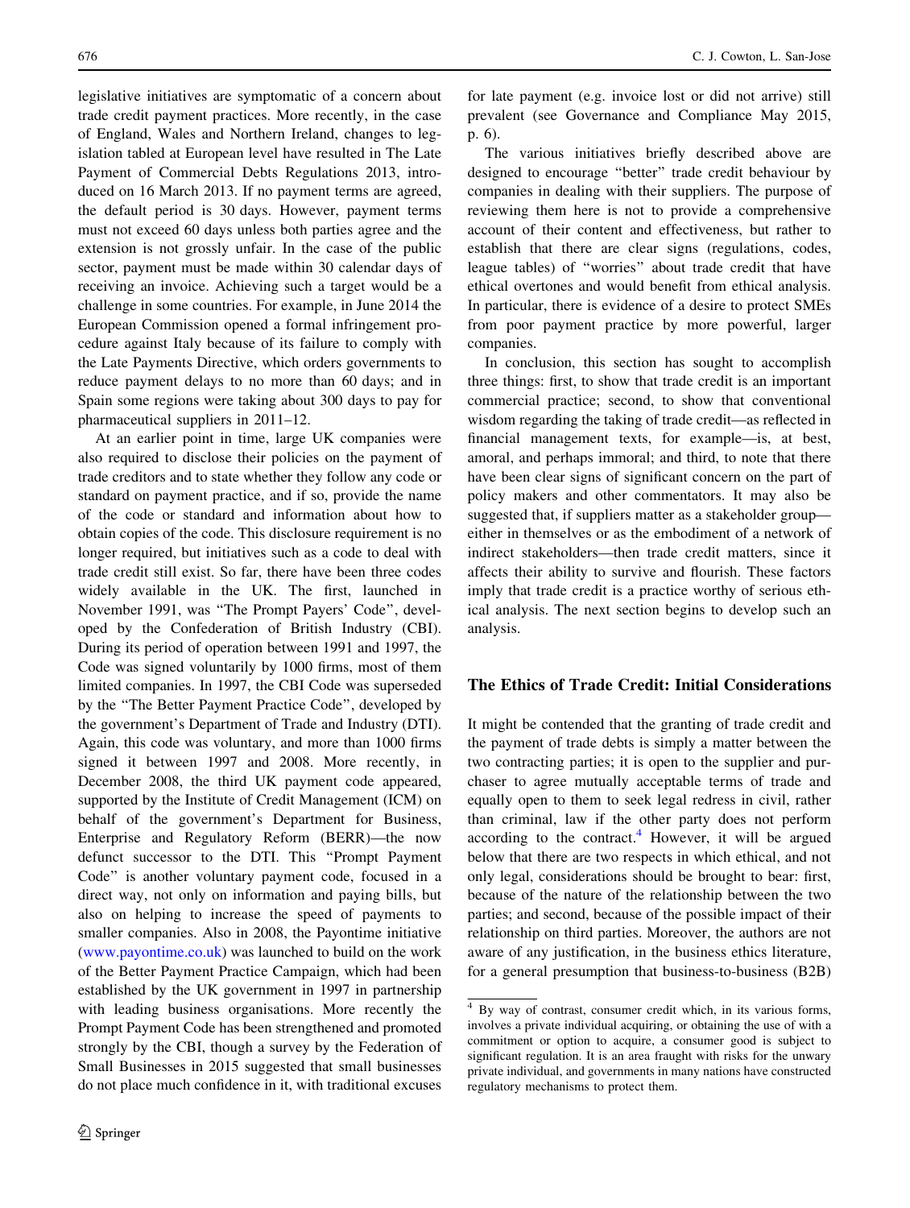legislative initiatives are symptomatic of a concern about trade credit payment practices. More recently, in the case of England, Wales and Northern Ireland, changes to legislation tabled at European level have resulted in The Late Payment of Commercial Debts Regulations 2013, introduced on 16 March 2013. If no payment terms are agreed, the default period is 30 days. However, payment terms must not exceed 60 days unless both parties agree and the extension is not grossly unfair. In the case of the public sector, payment must be made within 30 calendar days of receiving an invoice. Achieving such a target would be a challenge in some countries. For example, in June 2014 the European Commission opened a formal infringement procedure against Italy because of its failure to comply with the Late Payments Directive, which orders governments to reduce payment delays to no more than 60 days; and in Spain some regions were taking about 300 days to pay for pharmaceutical suppliers in 2011–12.

At an earlier point in time, large UK companies were also required to disclose their policies on the payment of trade creditors and to state whether they follow any code or standard on payment practice, and if so, provide the name of the code or standard and information about how to obtain copies of the code. This disclosure requirement is no longer required, but initiatives such as a code to deal with trade credit still exist. So far, there have been three codes widely available in the UK. The first, launched in November 1991, was "The Prompt Payers' Code", developed by the Confederation of British Industry (CBI). During its period of operation between 1991 and 1997, the Code was signed voluntarily by 1000 firms, most of them limited companies. In 1997, the CBI Code was superseded by the "The Better Payment Practice Code", developed by the government's Department of Trade and Industry (DTI). Again, this code was voluntary, and more than 1000 firms signed it between 1997 and 2008. More recently, in December 2008, the third UK payment code appeared, supported by the Institute of Credit Management (ICM) on behalf of the government's Department for Business, Enterprise and Regulatory Reform (BERR)—the now defunct successor to the DTI. This "Prompt Payment Code" is another voluntary payment code, focused in a direct way, not only on information and paying bills, but also on helping to increase the speed of payments to smaller companies. Also in 2008, the Payontime initiative (www.payontime.co.uk) was launched to build on the work of the Better Payment Practice Campaign, which had been established by the UK government in 1997 in partnership with leading business organisations. More recently the Prompt Payment Code has been strengthened and promoted strongly by the CBI, though a survey by the Federation of Small Businesses in 2015 suggested that small businesses do not place much confidence in it, with traditional excuses for late payment (e.g. invoice lost or did not arrive) still prevalent (see Governance and Compliance May 2015, p. 6).

The various initiatives briefly described above are designed to encourage "better" trade credit behaviour by companies in dealing with their suppliers. The purpose of reviewing them here is not to provide a comprehensive account of their content and effectiveness, but rather to establish that there are clear signs (regulations, codes, league tables) of "worries" about trade credit that have ethical overtones and would benefit from ethical analysis. In particular, there is evidence of a desire to protect SMEs from poor payment practice by more powerful, larger companies.

In conclusion, this section has sought to accomplish three things: first, to show that trade credit is an important commercial practice; second, to show that conventional wisdom regarding the taking of trade credit—as reflected in financial management texts, for example—is, at best, amoral, and perhaps immoral; and third, to note that there have been clear signs of significant concern on the part of policy makers and other commentators. It may also be suggested that, if suppliers matter as a stakeholder group—either in themselves or as the embodiment of a network of indirect stakeholders—then trade credit matters, since it affects their ability to survive and flourish. These factors imply that trade credit is a practice worthy of serious ethical analysis. The next section begins to develop such an analysis.

## The Ethics of Trade Credit: Initial Considerations

It might be contended that the granting of trade credit and the payment of trade debts is simply a matter between the two contracting parties; it is open to the supplier and purchaser to agree mutually acceptable terms of trade and equally open to them to seek legal redress in civil, rather than criminal, law if the other party does not perform according to the contract.[4] However, it will be argued below that there are two respects in which ethical, and not only legal, considerations should be brought to bear: first, because of the nature of the relationship between the two parties; and second, because of the possible impact of their relationship on third parties. Moreover, the authors are not aware of any justification, in the business ethics literature, for a general presumption that business-to-business (B2B)

[4] By way of contrast, consumer credit which, in its various forms, involves a private individual acquiring, or obtaining the use of with a commitment or option to acquire, a consumer good is subject to significant regulation. It is an area fraught with risks for the unwary private individual, and governments in many nations have constructed regulatory mechanisms to protect them.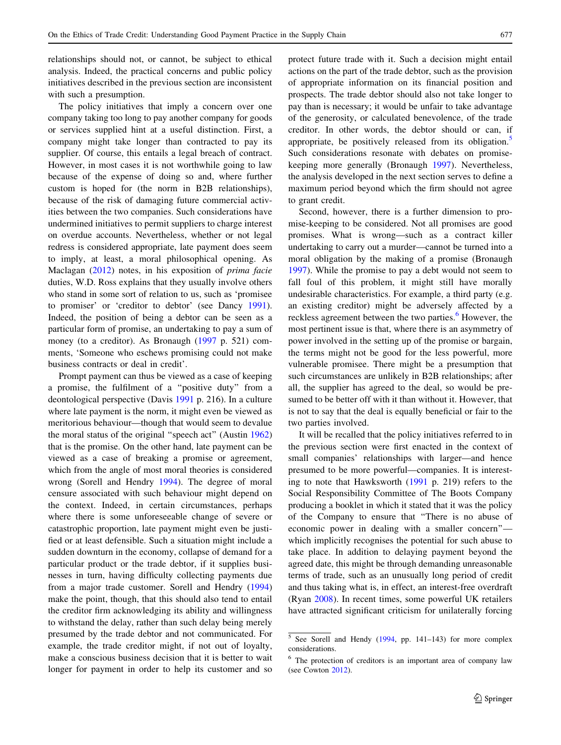relationships should not, or cannot, be subject to ethical analysis. Indeed, the practical concerns and public policy initiatives described in the previous section are inconsistent with such a presumption.

The policy initiatives that imply a concern over one company taking too long to pay another company for goods or services supplied hint at a useful distinction. First, a company might take longer than contracted to pay its supplier. Of course, this entails a legal breach of contract. However, in most cases it is not worthwhile going to law because of the expense of doing so and, where further custom is hoped for (the norm in B2B relationships), because of the risk of damaging future commercial activities between the two companies. Such considerations have undermined initiatives to permit suppliers to charge interest on overdue accounts. Nevertheless, whether or not legal redress is considered appropriate, late payment does seem to imply, at least, a moral philosophical opening. As Maclagan (2012) notes, in his exposition of *prima facie* duties, W.D. Ross explains that they usually involve others who stand in some sort of relation to us, such as 'promisee to promiser' or 'creditor to debtor' (see Dancy 1991). Indeed, the position of being a debtor can be seen as a particular form of promise, an undertaking to pay a sum of money (to a creditor). As Bronaugh (1997 p. 521) comments, 'Someone who eschews promising could not make business contracts or deal in credit'.

Prompt payment can thus be viewed as a case of keeping a promise, the fulfilment of a "positive duty" from a deontological perspective (Davis 1991 p. 216). In a culture where late payment is the norm, it might even be viewed as meritorious behaviour—though that would seem to devalue the moral status of the original "speech act" (Austin 1962) that is the promise. On the other hand, late payment can be viewed as a case of breaking a promise or agreement, which from the angle of most moral theories is considered wrong (Sorell and Hendry 1994). The degree of moral censure associated with such behaviour might depend on the context. Indeed, in certain circumstances, perhaps where there is some unforeseeable change of severe or catastrophic proportion, late payment might even be justified or at least defensible. Such a situation might include a sudden downturn in the economy, collapse of demand for a particular product or the trade debtor, if it supplies businesses in turn, having difficulty collecting payments due from a major trade customer. Sorell and Hendry (1994) make the point, though, that this should also tend to entail the creditor firm acknowledging its ability and willingness to withstand the delay, rather than such delay being merely presumed by the trade debtor and not communicated. For example, the trade creditor might, if not out of loyalty, make a conscious business decision that it is better to wait longer for payment in order to help its customer and so protect future trade with it. Such a decision might entail actions on the part of the trade debtor, such as the provision of appropriate information on its financial position and prospects. The trade debtor should also not take longer to pay than is necessary; it would be unfair to take advantage of the generosity, or calculated benevolence, of the trade creditor. In other words, the debtor should or can, if appropriate, be positively released from its obligation.[5] Such considerations resonate with debates on promise-keeping more generally (Bronaugh 1997). Nevertheless, the analysis developed in the next section serves to define a maximum period beyond which the firm should not agree to grant credit.

Second, however, there is a further dimension to promise-keeping to be considered. Not all promises are good promises. What is wrong—such as a contract killer undertaking to carry out a murder—cannot be turned into a moral obligation by the making of a promise (Bronaugh 1997). While the promise to pay a debt would not seem to fall foul of this problem, it might still have morally undesirable characteristics. For example, a third party (e.g. an existing creditor) might be adversely affected by a reckless agreement between the two parties.[6] However, the most pertinent issue is that, where there is an asymmetry of power involved in the setting up of the promise or bargain, the terms might not be good for the less powerful, more vulnerable promisee. There might be a presumption that such circumstances are unlikely in B2B relationships; after all, the supplier has agreed to the deal, so would be presumed to be better off with it than without it. However, that is not to say that the deal is equally beneficial or fair to the two parties involved.

It will be recalled that the policy initiatives referred to in the previous section were first enacted in the context of small companies' relationships with larger—and hence presumed to be more powerful—companies. It is interesting to note that Hawksworth (1991 p. 219) refers to the Social Responsibility Committee of The Boots Company producing a booklet in which it stated that it was the policy of the Company to ensure that "There is no abuse of economic power in dealing with a smaller concern"—which implicitly recognises the potential for such abuse to take place. In addition to delaying payment beyond the agreed date, this might be through demanding unreasonable terms of trade, such as an unusually long period of credit and thus taking what is, in effect, an interest-free overdraft (Ryan 2008). In recent times, some powerful UK retailers have attracted significant criticism for unilaterally forcing

[5] See Sorell and Hendy (1994, pp. 141–143) for more complex considerations.

[6] The protection of creditors is an important area of company law (see Cowton 2012).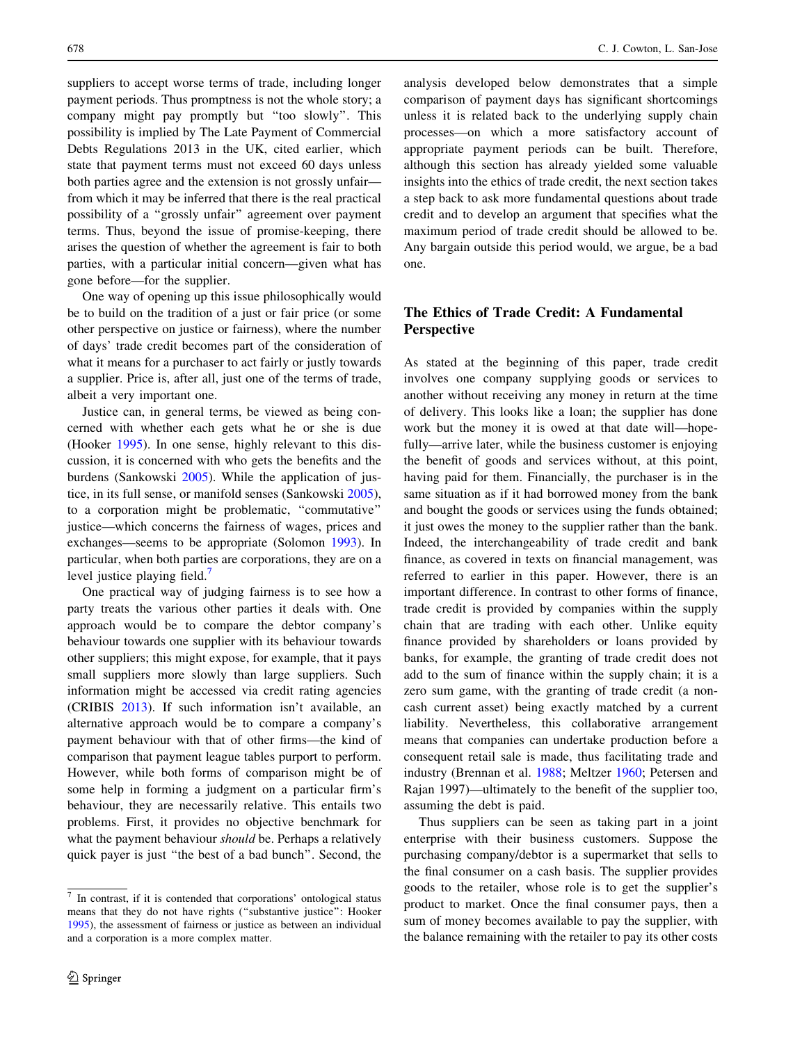suppliers to accept worse terms of trade, including longer payment periods. Thus promptness is not the whole story; a company might pay promptly but "too slowly". This possibility is implied by The Late Payment of Commercial Debts Regulations 2013 in the UK, cited earlier, which state that payment terms must not exceed 60 days unless both parties agree and the extension is not grossly unfair—from which it may be inferred that there is the real practical possibility of a "grossly unfair" agreement over payment terms. Thus, beyond the issue of promise-keeping, there arises the question of whether the agreement is fair to both parties, with a particular initial concern—given what has gone before—for the supplier.

One way of opening up this issue philosophically would be to build on the tradition of a just or fair price (or some other perspective on justice or fairness), where the number of days' trade credit becomes part of the consideration of what it means for a purchaser to act fairly or justly towards a supplier. Price is, after all, just one of the terms of trade, albeit a very important one.

Justice can, in general terms, be viewed as being concerned with whether each gets what he or she is due (Hooker 1995). In one sense, highly relevant to this discussion, it is concerned with who gets the benefits and the burdens (Sankowski 2005). While the application of justice, in its full sense, or manifold senses (Sankowski 2005), to a corporation might be problematic, "commutative" justice—which concerns the fairness of wages, prices and exchanges—seems to be appropriate (Solomon 1993). In particular, when both parties are corporations, they are on a level justice playing field.[7]

One practical way of judging fairness is to see how a party treats the various other parties it deals with. One approach would be to compare the debtor company's behaviour towards one supplier with its behaviour towards other suppliers; this might expose, for example, that it pays small suppliers more slowly than large suppliers. Such information might be accessed via credit rating agencies (CRIBIS 2013). If such information isn't available, an alternative approach would be to compare a company's payment behaviour with that of other firms—the kind of comparison that payment league tables purport to perform. However, while both forms of comparison might be of some help in forming a judgment on a particular firm's behaviour, they are necessarily relative. This entails two problems. First, it provides no objective benchmark for what the payment behaviour *should* be. Perhaps a relatively quick payer is just "the best of a bad bunch". Second, the analysis developed below demonstrates that a simple comparison of payment days has significant shortcomings unless it is related back to the underlying supply chain processes—on which a more satisfactory account of appropriate payment periods can be built. Therefore, although this section has already yielded some valuable insights into the ethics of trade credit, the next section takes a step back to ask more fundamental questions about trade credit and to develop an argument that specifies what the maximum period of trade credit should be allowed to be. Any bargain outside this period would, we argue, be a bad one.

## The Ethics of Trade Credit: A Fundamental Perspective

As stated at the beginning of this paper, trade credit involves one company supplying goods or services to another without receiving any money in return at the time of delivery. This looks like a loan; the supplier has done work but the money it is owed at that date will—hopefully—arrive later, while the business customer is enjoying the benefit of goods and services without, at this point, having paid for them. Financially, the purchaser is in the same situation as if it had borrowed money from the bank and bought the goods or services using the funds obtained; it just owes the money to the supplier rather than the bank. Indeed, the interchangeability of trade credit and bank finance, as covered in texts on financial management, was referred to earlier in this paper. However, there is an important difference. In contrast to other forms of finance, trade credit is provided by companies within the supply chain that are trading with each other. Unlike equity finance provided by shareholders or loans provided by banks, for example, the granting of trade credit does not add to the sum of finance within the supply chain; it is a zero sum game, with the granting of trade credit (a non-cash current asset) being exactly matched by a current liability. Nevertheless, this collaborative arrangement means that companies can undertake production before a consequent retail sale is made, thus facilitating trade and industry (Brennan et al. 1988; Meltzer 1960; Petersen and Rajan 1997)—ultimately to the benefit of the supplier too, assuming the debt is paid.

Thus suppliers can be seen as taking part in a joint enterprise with their business customers. Suppose the purchasing company/debtor is a supermarket that sells to the final consumer on a cash basis. The supplier provides goods to the retailer, whose role is to get the supplier's product to market. Once the final consumer pays, then a sum of money becomes available to pay the supplier, with the balance remaining with the retailer to pay its other costs

[7] In contrast, if it is contended that corporations' ontological status means that they do not have rights ("substantive justice": Hooker 1995), the assessment of fairness or justice as between an individual and a corporation is a more complex matter.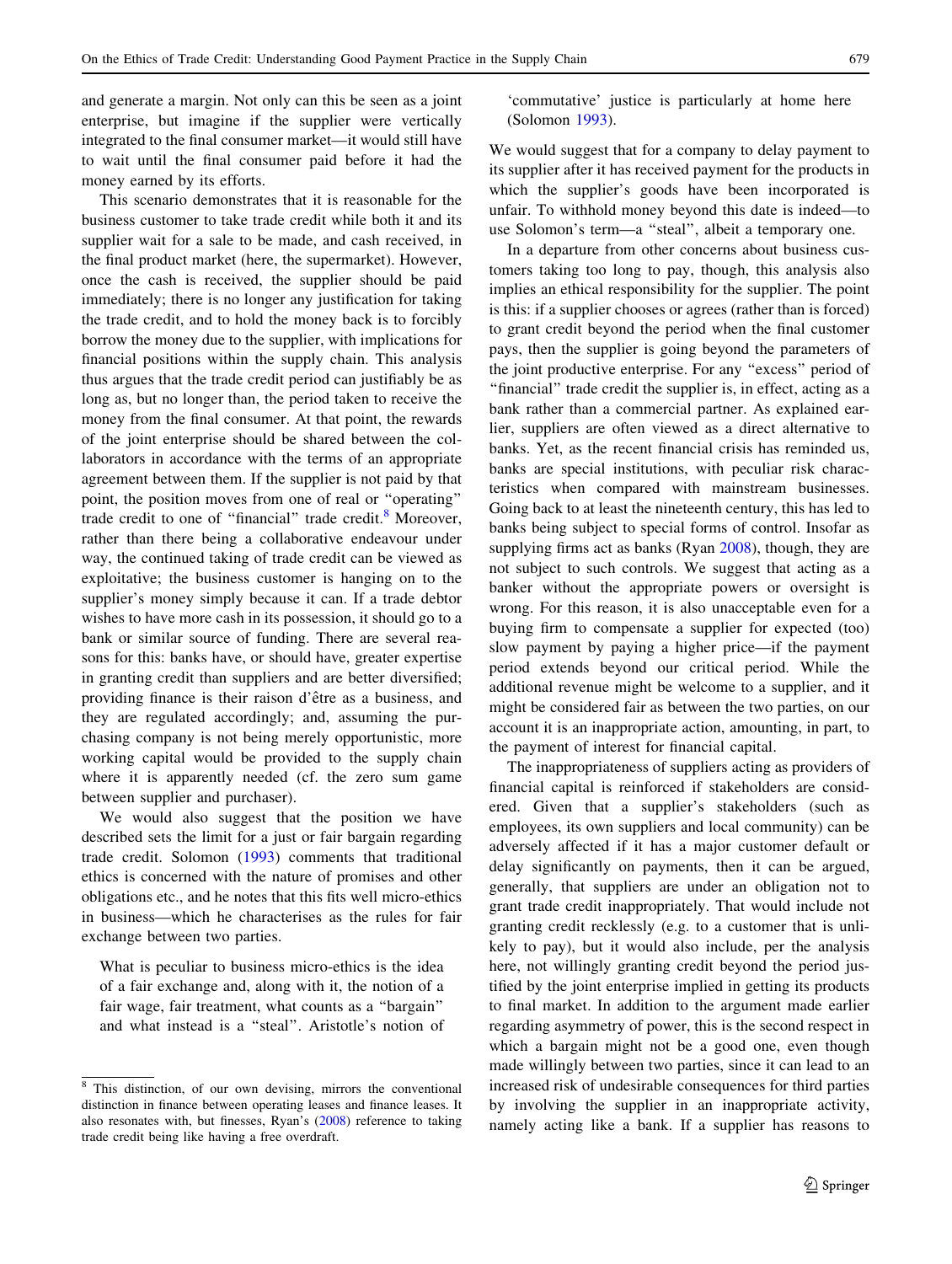and generate a margin. Not only can this be seen as a joint enterprise, but imagine if the supplier were vertically integrated to the final consumer market—it would still have to wait until the final consumer paid before it had the money earned by its efforts.

This scenario demonstrates that it is reasonable for the business customer to take trade credit while both it and its supplier wait for a sale to be made, and cash received, in the final product market (here, the supermarket). However, once the cash is received, the supplier should be paid immediately; there is no longer any justification for taking the trade credit, and to hold the money back is to forcibly borrow the money due to the supplier, with implications for financial positions within the supply chain. This analysis thus argues that the trade credit period can justifiably be as long as, but no longer than, the period taken to receive the money from the final consumer. At that point, the rewards of the joint enterprise should be shared between the collaborators in accordance with the terms of an appropriate agreement between them. If the supplier is not paid by that point, the position moves from one of real or "operating" trade credit to one of "financial" trade credit.[8] Moreover, rather than there being a collaborative endeavour under way, the continued taking of trade credit can be viewed as exploitative; the business customer is hanging on to the supplier's money simply because it can. If a trade debtor wishes to have more cash in its possession, it should go to a bank or similar source of funding. There are several reasons for this: banks have, or should have, greater expertise in granting credit than suppliers and are better diversified; providing finance is their raison d'être as a business, and they are regulated accordingly; and, assuming the purchasing company is not being merely opportunistic, more working capital would be provided to the supply chain where it is apparently needed (cf. the zero sum game between supplier and purchaser).

We would also suggest that the position we have described sets the limit for a just or fair bargain regarding trade credit. Solomon (1993) comments that traditional ethics is concerned with the nature of promises and other obligations etc., and he notes that this fits well micro-ethics in business—which he characterises as the rules for fair exchange between two parties.

> What is peculiar to business micro-ethics is the idea of a fair exchange and, along with it, the notion of a fair wage, fair treatment, what counts as a "bargain" and what instead is a "steal". Aristotle's notion of 'commutative' justice is particularly at home here (Solomon 1993).

We would suggest that for a company to delay payment to its supplier after it has received payment for the products in which the supplier's goods have been incorporated is unfair. To withhold money beyond this date is indeed—to use Solomon's term—a "steal", albeit a temporary one.

In a departure from other concerns about business customers taking too long to pay, though, this analysis also implies an ethical responsibility for the supplier. The point is this: if a supplier chooses or agrees (rather than is forced) to grant credit beyond the period when the final customer pays, then the supplier is going beyond the parameters of the joint productive enterprise. For any "excess" period of "financial" trade credit the supplier is, in effect, acting as a bank rather than a commercial partner. As explained earlier, suppliers are often viewed as a direct alternative to banks. Yet, as the recent financial crisis has reminded us, banks are special institutions, with peculiar risk characteristics when compared with mainstream businesses. Going back to at least the nineteenth century, this has led to banks being subject to special forms of control. Insofar as supplying firms act as banks (Ryan 2008), though, they are not subject to such controls. We suggest that acting as a banker without the appropriate powers or oversight is wrong. For this reason, it is also unacceptable even for a buying firm to compensate a supplier for expected (too) slow payment by paying a higher price—if the payment period extends beyond our critical period. While the additional revenue might be welcome to a supplier, and it might be considered fair as between the two parties, on our account it is an inappropriate action, amounting, in part, to the payment of interest for financial capital.

The inappropriateness of suppliers acting as providers of financial capital is reinforced if stakeholders are considered. Given that a supplier's stakeholders (such as employees, its own suppliers and local community) can be adversely affected if it has a major customer default or delay significantly on payments, then it can be argued, generally, that suppliers are under an obligation not to grant trade credit inappropriately. That would include not granting credit recklessly (e.g. to a customer that is unlikely to pay), but it would also include, per the analysis here, not willingly granting credit beyond the period justified by the joint enterprise implied in getting its products to final market. In addition to the argument made earlier regarding asymmetry of power, this is the second respect in which a bargain might not be a good one, even though made willingly between two parties, since it can lead to an increased risk of undesirable consequences for third parties by involving the supplier in an inappropriate activity, namely acting like a bank. If a supplier has reasons to

---

[8] This distinction, of our own devising, mirrors the conventional distinction in finance between operating leases and finance leases. It also resonates with, but finesses, Ryan's (2008) reference to taking trade credit being like having a free overdraft.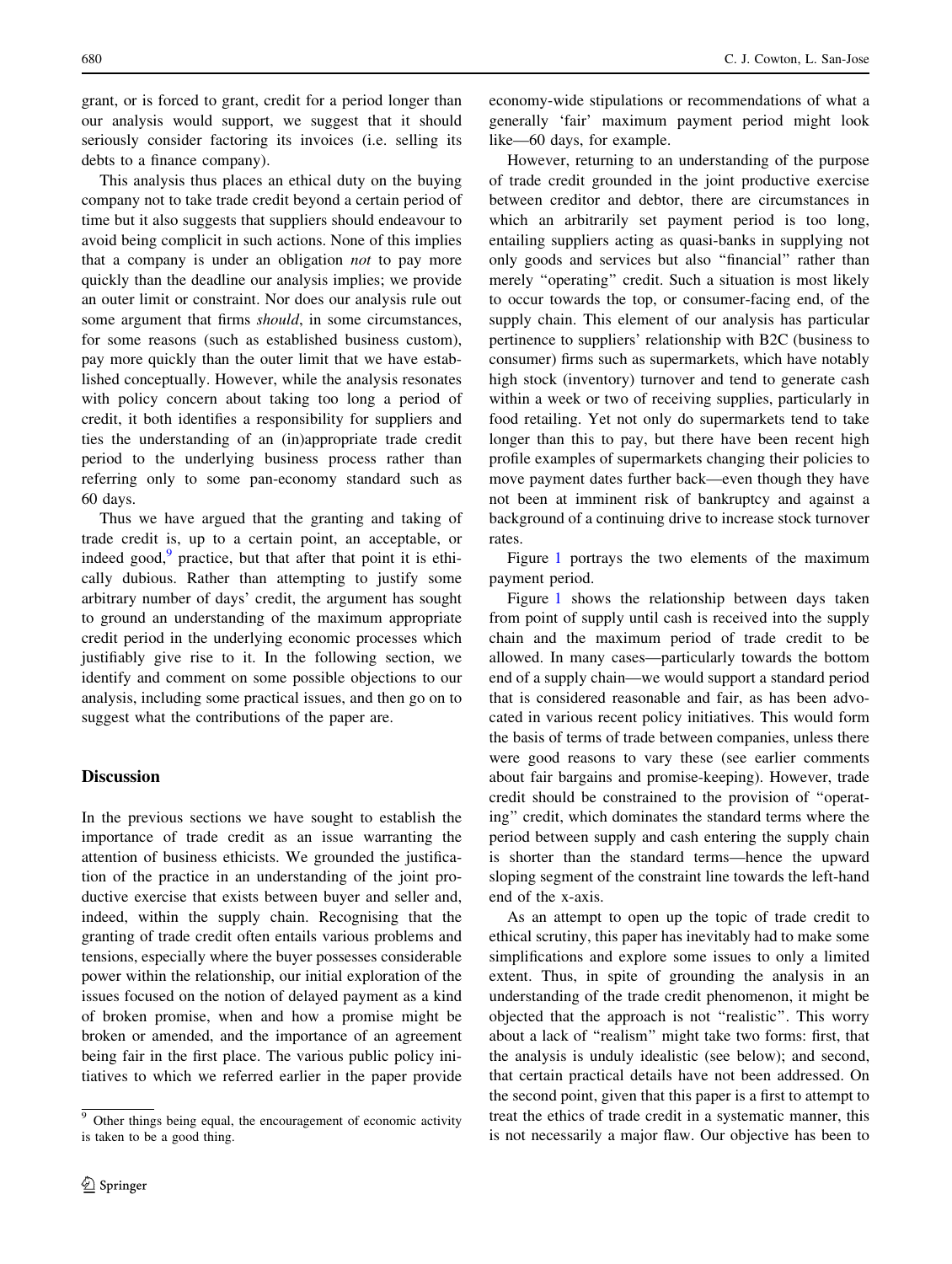grant, or is forced to grant, credit for a period longer than our analysis would support, we suggest that it should seriously consider factoring its invoices (i.e. selling its debts to a finance company).

This analysis thus places an ethical duty on the buying company not to take trade credit beyond a certain period of time but it also suggests that suppliers should endeavour to avoid being complicit in such actions. None of this implies that a company is under an obligation *not* to pay more quickly than the deadline our analysis implies; we provide an outer limit or constraint. Nor does our analysis rule out some argument that firms *should*, in some circumstances, for some reasons (such as established business custom), pay more quickly than the outer limit that we have established conceptually. However, while the analysis resonates with policy concern about taking too long a period of credit, it both identifies a responsibility for suppliers and ties the understanding of an (in)appropriate trade credit period to the underlying business process rather than referring only to some pan-economy standard such as 60 days.

Thus we have argued that the granting and taking of trade credit is, up to a certain point, an acceptable, or indeed good,[9] practice, but that after that point it is ethically dubious. Rather than attempting to justify some arbitrary number of days' credit, the argument has sought to ground an understanding of the maximum appropriate credit period in the underlying economic processes which justifiably give rise to it. In the following section, we identify and comment on some possible objections to our analysis, including some practical issues, and then go on to suggest what the contributions of the paper are.

## Discussion

In the previous sections we have sought to establish the importance of trade credit as an issue warranting the attention of business ethicists. We grounded the justification of the practice in an understanding of the joint productive exercise that exists between buyer and seller and, indeed, within the supply chain. Recognising that the granting of trade credit often entails various problems and tensions, especially where the buyer possesses considerable power within the relationship, our initial exploration of the issues focused on the notion of delayed payment as a kind of broken promise, when and how a promise might be broken or amended, and the importance of an agreement being fair in the first place. The various public policy initiatives to which we referred earlier in the paper provide economy-wide stipulations or recommendations of what a generally 'fair' maximum payment period might look like—60 days, for example.

However, returning to an understanding of the purpose of trade credit grounded in the joint productive exercise between creditor and debtor, there are circumstances in which an arbitrarily set payment period is too long, entailing suppliers acting as quasi-banks in supplying not only goods and services but also "financial" rather than merely "operating" credit. Such a situation is most likely to occur towards the top, or consumer-facing end, of the supply chain. This element of our analysis has particular pertinence to suppliers' relationship with B2C (business to consumer) firms such as supermarkets, which have notably high stock (inventory) turnover and tend to generate cash within a week or two of receiving supplies, particularly in food retailing. Yet not only do supermarkets tend to take longer than this to pay, but there have been recent high profile examples of supermarkets changing their policies to move payment dates further back—even though they have not been at imminent risk of bankruptcy and against a background of a continuing drive to increase stock turnover rates.

Figure 1 portrays the two elements of the maximum payment period.

Figure 1 shows the relationship between days taken from point of supply until cash is received into the supply chain and the maximum period of trade credit to be allowed. In many cases—particularly towards the bottom end of a supply chain—we would support a standard period that is considered reasonable and fair, as has been advocated in various recent policy initiatives. This would form the basis of terms of trade between companies, unless there were good reasons to vary these (see earlier comments about fair bargains and promise-keeping). However, trade credit should be constrained to the provision of "operating" credit, which dominates the standard terms where the period between supply and cash entering the supply chain is shorter than the standard terms—hence the upward sloping segment of the constraint line towards the left-hand end of the x-axis.

As an attempt to open up the topic of trade credit to ethical scrutiny, this paper has inevitably had to make some simplifications and explore some issues to only a limited extent. Thus, in spite of grounding the analysis in an understanding of the trade credit phenomenon, it might be objected that the approach is not "realistic". This worry about a lack of "realism" might take two forms: first, that the analysis is unduly idealistic (see below); and second, that certain practical details have not been addressed. On the second point, given that this paper is a first to attempt to treat the ethics of trade credit in a systematic manner, this is not necessarily a major flaw. Our objective has been to

[9] Other things being equal, the encouragement of economic activity is taken to be a good thing.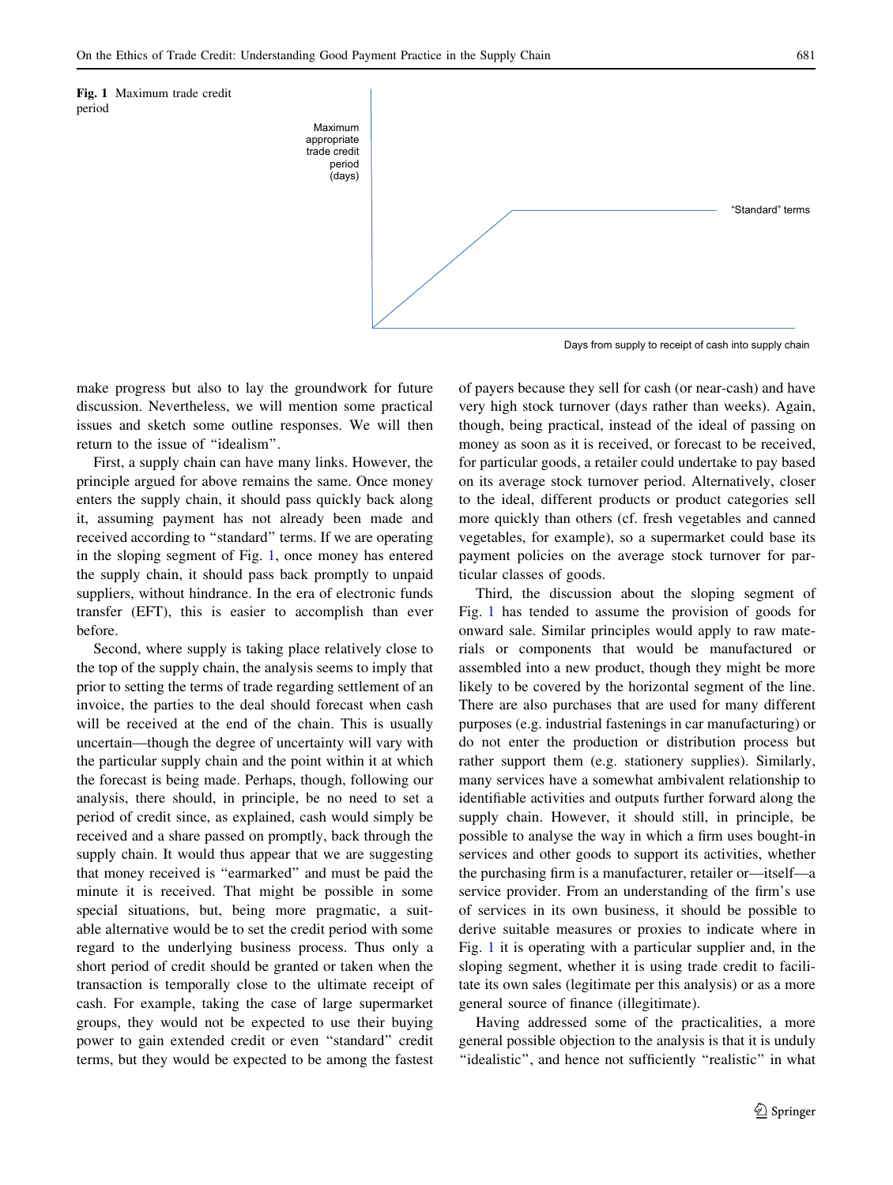**Fig. 1** Maximum trade credit period

Maximum appropriate trade credit period (days)

"Standard" terms

Days from supply to receipt of cash into supply chain

make progress but also to lay the groundwork for future discussion. Nevertheless, we will mention some practical issues and sketch some outline responses. We will then return to the issue of "idealism".

First, a supply chain can have many links. However, the principle argued for above remains the same. Once money enters the supply chain, it should pass quickly back along it, assuming payment has not already been made and received according to "standard" terms. If we are operating in the sloping segment of Fig. 1, once money has entered the supply chain, it should pass back promptly to unpaid suppliers, without hindrance. In the era of electronic funds transfer (EFT), this is easier to accomplish than ever before.

Second, where supply is taking place relatively close to the top of the supply chain, the analysis seems to imply that prior to setting the terms of trade regarding settlement of an invoice, the parties to the deal should forecast when cash will be received at the end of the chain. This is usually uncertain—though the degree of uncertainty will vary with the particular supply chain and the point within it at which the forecast is being made. Perhaps, though, following our analysis, there should, in principle, be no need to set a period of credit since, as explained, cash would simply be received and a share passed on promptly, back through the supply chain. It would thus appear that we are suggesting that money received is "earmarked" and must be paid the minute it is received. That might be possible in some special situations, but, being more pragmatic, a suitable alternative would be to set the credit period with some regard to the underlying business process. Thus only a short period of credit should be granted or taken when the transaction is temporally close to the ultimate receipt of cash. For example, taking the case of large supermarket groups, they would not be expected to use their buying power to gain extended credit or even "standard" credit terms, but they would be expected to be among the fastest of payers because they sell for cash (or near-cash) and have very high stock turnover (days rather than weeks). Again, though, being practical, instead of the ideal of passing on money as soon as it is received, or forecast to be received, for particular goods, a retailer could undertake to pay based on its average stock turnover period. Alternatively, closer to the ideal, different products or product categories sell more quickly than others (cf. fresh vegetables and canned vegetables, for example), so a supermarket could base its payment policies on the average stock turnover for particular classes of goods.

Third, the discussion about the sloping segment of Fig. 1 has tended to assume the provision of goods for onward sale. Similar principles would apply to raw materials or components that would be manufactured or assembled into a new product, though they might be more likely to be covered by the horizontal segment of the line. There are also purchases that are used for many different purposes (e.g. industrial fastenings in car manufacturing) or do not enter the production or distribution process but rather support them (e.g. stationery supplies). Similarly, many services have a somewhat ambivalent relationship to identifiable activities and outputs further forward along the supply chain. However, it should still, in principle, be possible to analyse the way in which a firm uses bought-in services and other goods to support its activities, whether the purchasing firm is a manufacturer, retailer or—itself—a service provider. From an understanding of the firm's use of services in its own business, it should be possible to derive suitable measures or proxies to indicate where in Fig. 1 it is operating with a particular supplier and, in the sloping segment, whether it is using trade credit to facilitate its own sales (legitimate per this analysis) or as a more general source of finance (illegitimate).

Having addressed some of the practicalities, a more general possible objection to the analysis is that it is unduly "idealistic", and hence not sufficiently "realistic" in what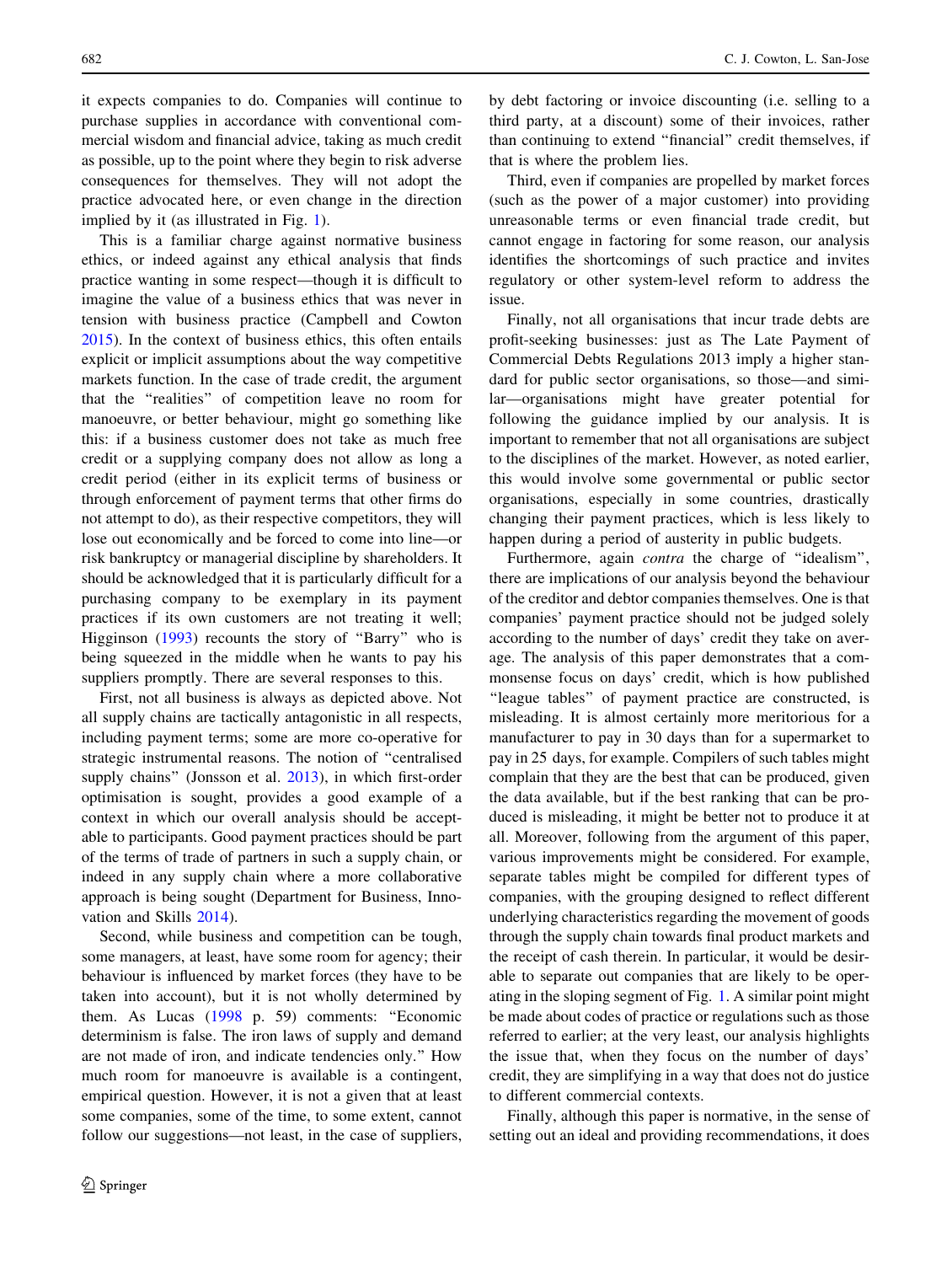it expects companies to do. Companies will continue to purchase supplies in accordance with conventional commercial wisdom and financial advice, taking as much credit as possible, up to the point where they begin to risk adverse consequences for themselves. They will not adopt the practice advocated here, or even change in the direction implied by it (as illustrated in Fig. 1).

This is a familiar charge against normative business ethics, or indeed against any ethical analysis that finds practice wanting in some respect—though it is difficult to imagine the value of a business ethics that was never in tension with business practice (Campbell and Cowton 2015). In the context of business ethics, this often entails explicit or implicit assumptions about the way competitive markets function. In the case of trade credit, the argument that the "realities" of competition leave no room for manoeuvre, or better behaviour, might go something like this: if a business customer does not take as much free credit or a supplying company does not allow as long a credit period (either in its explicit terms of business or through enforcement of payment terms that other firms do not attempt to do), as their respective competitors, they will lose out economically and be forced to come into line—or risk bankruptcy or managerial discipline by shareholders. It should be acknowledged that it is particularly difficult for a purchasing company to be exemplary in its payment practices if its own customers are not treating it well; Higginson (1993) recounts the story of "Barry" who is being squeezed in the middle when he wants to pay his suppliers promptly. There are several responses to this.

First, not all business is always as depicted above. Not all supply chains are tactically antagonistic in all respects, including payment terms; some are more co-operative for strategic instrumental reasons. The notion of "centralised supply chains" (Jonsson et al. 2013), in which first-order optimisation is sought, provides a good example of a context in which our overall analysis should be acceptable to participants. Good payment practices should be part of the terms of trade of partners in such a supply chain, or indeed in any supply chain where a more collaborative approach is being sought (Department for Business, Innovation and Skills 2014).

Second, while business and competition can be tough, some managers, at least, have some room for agency; their behaviour is influenced by market forces (they have to be taken into account), but it is not wholly determined by them. As Lucas (1998 p. 59) comments: "Economic determinism is false. The iron laws of supply and demand are not made of iron, and indicate tendencies only." How much room for manoeuvre is available is a contingent, empirical question. However, it is not a given that at least some companies, some of the time, to some extent, cannot follow our suggestions—not least, in the case of suppliers, by debt factoring or invoice discounting (i.e. selling to a third party, at a discount) some of their invoices, rather than continuing to extend "financial" credit themselves, if that is where the problem lies.

Third, even if companies are propelled by market forces (such as the power of a major customer) into providing unreasonable terms or even financial trade credit, but cannot engage in factoring for some reason, our analysis identifies the shortcomings of such practice and invites regulatory or other system-level reform to address the issue.

Finally, not all organisations that incur trade debts are profit-seeking businesses: just as The Late Payment of Commercial Debts Regulations 2013 imply a higher standard for public sector organisations, so those—and similar—organisations might have greater potential for following the guidance implied by our analysis. It is important to remember that not all organisations are subject to the disciplines of the market. However, as noted earlier, this would involve some governmental or public sector organisations, especially in some countries, drastically changing their payment practices, which is less likely to happen during a period of austerity in public budgets.

Furthermore, again *contra* the charge of "idealism", there are implications of our analysis beyond the behaviour of the creditor and debtor companies themselves. One is that companies' payment practice should not be judged solely according to the number of days' credit they take on average. The analysis of this paper demonstrates that a commonsense focus on days' credit, which is how published "league tables" of payment practice are constructed, is misleading. It is almost certainly more meritorious for a manufacturer to pay in 30 days than for a supermarket to pay in 25 days, for example. Compilers of such tables might complain that they are the best that can be produced, given the data available, but if the best ranking that can be produced is misleading, it might be better not to produce it at all. Moreover, following from the argument of this paper, various improvements might be considered. For example, separate tables might be compiled for different types of companies, with the grouping designed to reflect different underlying characteristics regarding the movement of goods through the supply chain towards final product markets and the receipt of cash therein. In particular, it would be desirable to separate out companies that are likely to be operating in the sloping segment of Fig. 1. A similar point might be made about codes of practice or regulations such as those referred to earlier; at the very least, our analysis highlights the issue that, when they focus on the number of days' credit, they are simplifying in a way that does not do justice to different commercial contexts.

Finally, although this paper is normative, in the sense of setting out an ideal and providing recommendations, it does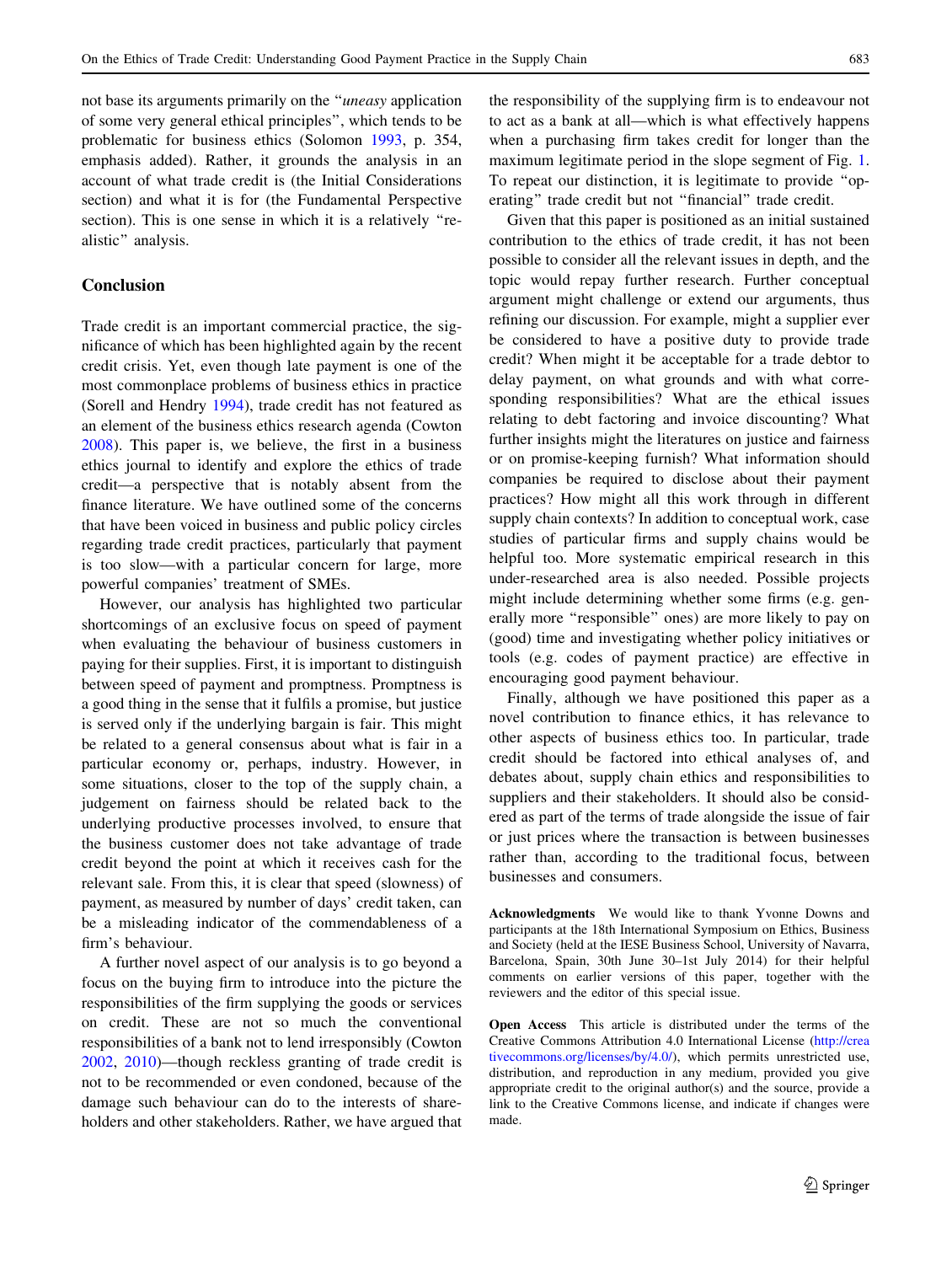not base its arguments primarily on the "*uneasy* application of some very general ethical principles", which tends to be problematic for business ethics (Solomon 1993, p. 354, emphasis added). Rather, it grounds the analysis in an account of what trade credit is (the Initial Considerations section) and what it is for (the Fundamental Perspective section). This is one sense in which it is a relatively "realistic" analysis.

## Conclusion

Trade credit is an important commercial practice, the significance of which has been highlighted again by the recent credit crisis. Yet, even though late payment is one of the most commonplace problems of business ethics in practice (Sorell and Hendry 1994), trade credit has not featured as an element of the business ethics research agenda (Cowton 2008). This paper is, we believe, the first in a business ethics journal to identify and explore the ethics of trade credit—a perspective that is notably absent from the finance literature. We have outlined some of the concerns that have been voiced in business and public policy circles regarding trade credit practices, particularly that payment is too slow—with a particular concern for large, more powerful companies' treatment of SMEs.

However, our analysis has highlighted two particular shortcomings of an exclusive focus on speed of payment when evaluating the behaviour of business customers in paying for their supplies. First, it is important to distinguish between speed of payment and promptness. Promptness is a good thing in the sense that it fulfils a promise, but justice is served only if the underlying bargain is fair. This might be related to a general consensus about what is fair in a particular economy or, perhaps, industry. However, in some situations, closer to the top of the supply chain, a judgement on fairness should be related back to the underlying productive processes involved, to ensure that the business customer does not take advantage of trade credit beyond the point at which it receives cash for the relevant sale. From this, it is clear that speed (slowness) of payment, as measured by number of days' credit taken, can be a misleading indicator of the commendableness of a firm's behaviour.

A further novel aspect of our analysis is to go beyond a focus on the buying firm to introduce into the picture the responsibilities of the firm supplying the goods or services on credit. These are not so much the conventional responsibilities of a bank not to lend irresponsibly (Cowton 2002, 2010)—though reckless granting of trade credit is not to be recommended or even condoned, because of the damage such behaviour can do to the interests of shareholders and other stakeholders. Rather, we have argued that the responsibility of the supplying firm is to endeavour not to act as a bank at all—which is what effectively happens when a purchasing firm takes credit for longer than the maximum legitimate period in the slope segment of Fig. 1. To repeat our distinction, it is legitimate to provide "operating" trade credit but not "financial" trade credit.

Given that this paper is positioned as an initial sustained contribution to the ethics of trade credit, it has not been possible to consider all the relevant issues in depth, and the topic would repay further research. Further conceptual argument might challenge or extend our arguments, thus refining our discussion. For example, might a supplier ever be considered to have a positive duty to provide trade credit? When might it be acceptable for a trade debtor to delay payment, on what grounds and with what corresponding responsibilities? What are the ethical issues relating to debt factoring and invoice discounting? What further insights might the literatures on justice and fairness or on promise-keeping furnish? What information should companies be required to disclose about their payment practices? How might all this work through in different supply chain contexts? In addition to conceptual work, case studies of particular firms and supply chains would be helpful too. More systematic empirical research in this under-researched area is also needed. Possible projects might include determining whether some firms (e.g. generally more "responsible" ones) are more likely to pay on (good) time and investigating whether policy initiatives or tools (e.g. codes of payment practice) are effective in encouraging good payment behaviour.

Finally, although we have positioned this paper as a novel contribution to finance ethics, it has relevance to other aspects of business ethics too. In particular, trade credit should be factored into ethical analyses of, and debates about, supply chain ethics and responsibilities to suppliers and their stakeholders. It should also be considered as part of the terms of trade alongside the issue of fair or just prices where the transaction is between businesses rather than, according to the traditional focus, between businesses and consumers.

**Acknowledgments** We would like to thank Yvonne Downs and participants at the 18th International Symposium on Ethics, Business and Society (held at the IESE Business School, University of Navarra, Barcelona, Spain, 30th June 30–1st July 2014) for their helpful comments on earlier versions of this paper, together with the reviewers and the editor of this special issue.

**Open Access** This article is distributed under the terms of the Creative Commons Attribution 4.0 International License (http://creativecommons.org/licenses/by/4.0/), which permits unrestricted use, distribution, and reproduction in any medium, provided you give appropriate credit to the original author(s) and the source, provide a link to the Creative Commons license, and indicate if changes were made.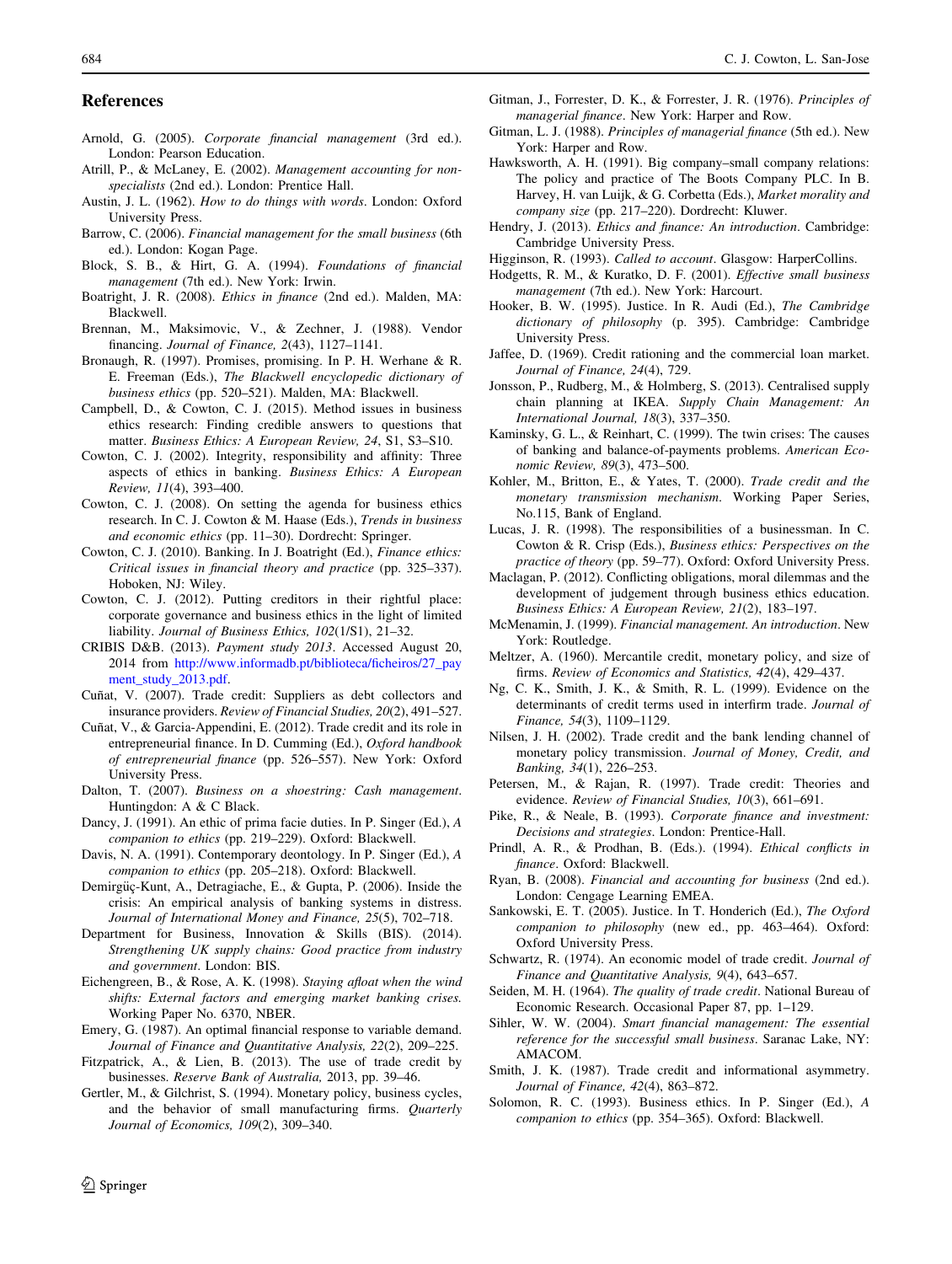## References

Arnold, G. (2005). *Corporate financial management* (3rd ed.). London: Pearson Education.

Atrill, P., & McLaney, E. (2002). *Management accounting for non-specialists* (2nd ed.). London: Prentice Hall.

Austin, J. L. (1962). *How to do things with words*. London: Oxford University Press.

Barrow, C. (2006). *Financial management for the small business* (6th ed.). London: Kogan Page.

Block, S. B., & Hirt, G. A. (1994). *Foundations of financial management* (7th ed.). New York: Irwin.

Boatright, J. R. (2008). *Ethics in finance* (2nd ed.). Malden, MA: Blackwell.

Brennan, M., Maksimovic, V., & Zechner, J. (1988). Vendor financing. *Journal of Finance, 2*(43), 1127–1141.

Bronaugh, R. (1997). Promises, promising. In P. H. Werhane & R. E. Freeman (Eds.), *The Blackwell encyclopedic dictionary of business ethics* (pp. 520–521). Malden, MA: Blackwell.

Campbell, D., & Cowton, C. J. (2015). Method issues in business ethics research: Finding credible answers to questions that matter. *Business Ethics: A European Review, 24*, S1, S3–S10.

Cowton, C. J. (2002). Integrity, responsibility and affinity: Three aspects of ethics in banking. *Business Ethics: A European Review, 11*(4), 393–400.

Cowton, C. J. (2008). On setting the agenda for business ethics research. In C. J. Cowton & M. Haase (Eds.), *Trends in business and economic ethics* (pp. 11–30). Dordrecht: Springer.

Cowton, C. J. (2010). Banking. In J. Boatright (Ed.), *Finance ethics: Critical issues in financial theory and practice* (pp. 325–337). Hoboken, NJ: Wiley.

Cowton, C. J. (2012). Putting creditors in their rightful place: corporate governance and business ethics in the light of limited liability. *Journal of Business Ethics, 102*(1/S1), 21–32.

CRIBIS D&B. (2013). *Payment study 2013*. Accessed August 20, 2014 from http://www.informadb.pt/biblioteca/ficheiros/27_payment_study_2013.pdf.

Cuñat, V. (2007). Trade credit: Suppliers as debt collectors and insurance providers. *Review of Financial Studies, 20*(2), 491–527.

Cuñat, V., & Garcia-Appendini, E. (2012). Trade credit and its role in entrepreneurial finance. In D. Cumming (Ed.), *Oxford handbook of entrepreneurial finance* (pp. 526–557). New York: Oxford University Press.

Dalton, T. (2007). *Business on a shoestring: Cash management*. Huntingdon: A & C Black.

Dancy, J. (1991). An ethic of prima facie duties. In P. Singer (Ed.), *A companion to ethics* (pp. 219–229). Oxford: Blackwell.

Davis, N. A. (1991). Contemporary deontology. In P. Singer (Ed.), *A companion to ethics* (pp. 205–218). Oxford: Blackwell.

Demirgüç-Kunt, A., Detragiache, E., & Gupta, P. (2006). Inside the crisis: An empirical analysis of banking systems in distress. *Journal of International Money and Finance, 25*(5), 702–718.

Department for Business, Innovation & Skills (BIS). (2014). *Strengthening UK supply chains: Good practice from industry and government*. London: BIS.

Eichengreen, B., & Rose, A. K. (1998). *Staying afloat when the wind shifts: External factors and emerging market banking crises*. Working Paper No. 6370, NBER.

Emery, G. (1987). An optimal financial response to variable demand. *Journal of Finance and Quantitative Analysis, 22*(2), 209–225.

Fitzpatrick, A., & Lien, B. (2013). The use of trade credit by businesses. *Reserve Bank of Australia*, 2013, pp. 39–46.

Gertler, M., & Gilchrist, S. (1994). Monetary policy, business cycles, and the behavior of small manufacturing firms. *Quarterly Journal of Economics, 109*(2), 309–340.

Gitman, J., Forrester, D. K., & Forrester, J. R. (1976). *Principles of managerial finance*. New York: Harper and Row.

Gitman, L. J. (1988). *Principles of managerial finance* (5th ed.). New York: Harper and Row.

Hawksworth, A. H. (1991). Big company–small company relations: The policy and practice of The Boots Company PLC. In B. Harvey, H. van Luijk, & G. Corbetta (Eds.), *Market morality and company size* (pp. 217–220). Dordrecht: Kluwer.

Hendry, J. (2013). *Ethics and finance: An introduction*. Cambridge: Cambridge University Press.

Higginson, R. (1993). *Called to account*. Glasgow: HarperCollins.

Hodgetts, R. M., & Kuratko, D. F. (2001). *Effective small business management* (7th ed.). New York: Harcourt.

Hooker, B. W. (1995). Justice. In R. Audi (Ed.), *The Cambridge dictionary of philosophy* (p. 395). Cambridge: Cambridge University Press.

Jaffee, D. (1969). Credit rationing and the commercial loan market. *Journal of Finance, 24*(4), 729.

Jonsson, P., Rudberg, M., & Holmberg, S. (2013). Centralised supply chain planning at IKEA. *Supply Chain Management: An International Journal, 18*(3), 337–350.

Kaminsky, G. L., & Reinhart, C. (1999). The twin crises: The causes of banking and balance-of-payments problems. *American Economic Review, 89*(3), 473–500.

Kohler, M., Britton, E., & Yates, T. (2000). *Trade credit and the monetary transmission mechanism*. Working Paper Series, No.115, Bank of England.

Lucas, J. R. (1998). The responsibilities of a businessman. In C. Cowton & R. Crisp (Eds.), *Business ethics: Perspectives on the practice of theory* (pp. 59–77). Oxford: Oxford University Press.

Maclagan, P. (2012). Conflicting obligations, moral dilemmas and the development of judgement through business ethics education. *Business Ethics: A European Review, 21*(2), 183–197.

McMenamin, J. (1999). *Financial management. An introduction*. New York: Routledge.

Meltzer, A. (1960). Mercantile credit, monetary policy, and size of firms. *Review of Economics and Statistics, 42*(4), 429–437.

Ng, C. K., Smith, J. K., & Smith, R. L. (1999). Evidence on the determinants of credit terms used in interfirm trade. *Journal of Finance, 54*(3), 1109–1129.

Nilsen, J. H. (2002). Trade credit and the bank lending channel of monetary policy transmission. *Journal of Money, Credit, and Banking, 34*(1), 226–253.

Petersen, M., & Rajan, R. (1997). Trade credit: Theories and evidence. *Review of Financial Studies, 10*(3), 661–691.

Pike, R., & Neale, B. (1993). *Corporate finance and investment: Decisions and strategies*. London: Prentice-Hall.

Prindl, A. R., & Prodhan, B. (Eds.). (1994). *Ethical conflicts in finance*. Oxford: Blackwell.

Ryan, B. (2008). *Financial and accounting for business* (2nd ed.). London: Cengage Learning EMEA.

Sankowski, E. T. (2005). Justice. In T. Honderich (Ed.), *The Oxford companion to philosophy* (new ed., pp. 463–464). Oxford: Oxford University Press.

Schwartz, R. (1974). An economic model of trade credit. *Journal of Finance and Quantitative Analysis, 9*(4), 643–657.

Seiden, M. H. (1964). *The quality of trade credit*. National Bureau of Economic Research. Occasional Paper 87, pp. 1–129.

Sihler, W. W. (2004). *Smart financial management: The essential reference for the successful small business*. Saranac Lake, NY: AMACOM.

Smith, J. K. (1987). Trade credit and informational asymmetry. *Journal of Finance, 42*(4), 863–872.

Solomon, R. C. (1993). Business ethics. In P. Singer (Ed.), *A companion to ethics* (pp. 354–365). Oxford: Blackwell.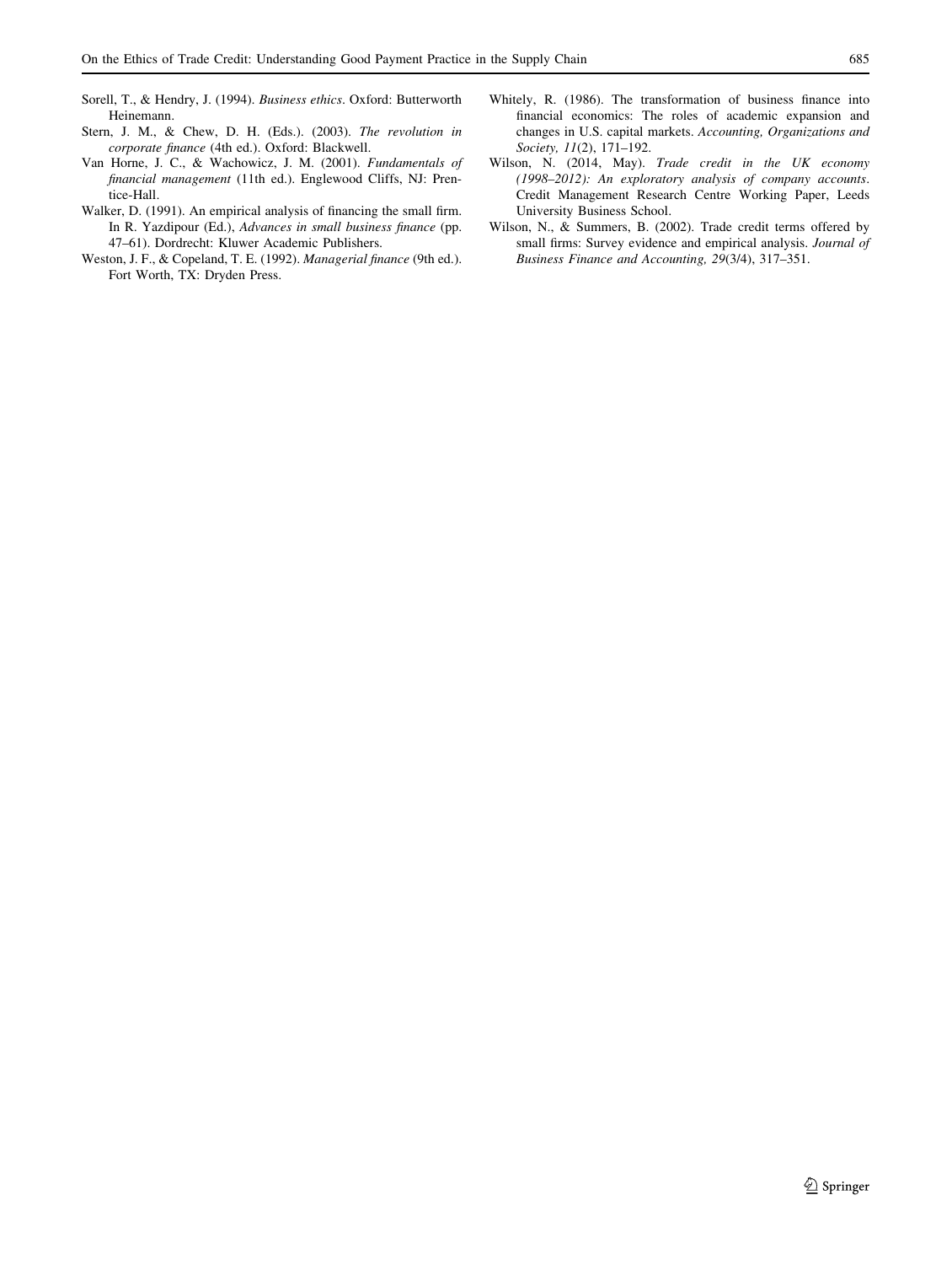Sorell, T., & Hendry, J. (1994). *Business ethics*. Oxford: Butterworth Heinemann.

Stern, J. M., & Chew, D. H. (Eds.). (2003). *The revolution in corporate finance* (4th ed.). Oxford: Blackwell.

Van Horne, J. C., & Wachowicz, J. M. (2001). *Fundamentals of financial management* (11th ed.). Englewood Cliffs, NJ: Prentice-Hall.

Walker, D. (1991). An empirical analysis of financing the small firm. In R. Yazdipour (Ed.), *Advances in small business finance* (pp. 47–61). Dordrecht: Kluwer Academic Publishers.

Weston, J. F., & Copeland, T. E. (1992). *Managerial finance* (9th ed.). Fort Worth, TX: Dryden Press.

Whitely, R. (1986). The transformation of business finance into financial economics: The roles of academic expansion and changes in U.S. capital markets. *Accounting, Organizations and Society, 11*(2), 171–192.

Wilson, N. (2014, May). *Trade credit in the UK economy (1998–2012): An exploratory analysis of company accounts*. Credit Management Research Centre Working Paper, Leeds University Business School.

Wilson, N., & Summers, B. (2002). Trade credit terms offered by small firms: Survey evidence and empirical analysis. *Journal of Business Finance and Accounting, 29*(3/4), 317–351.